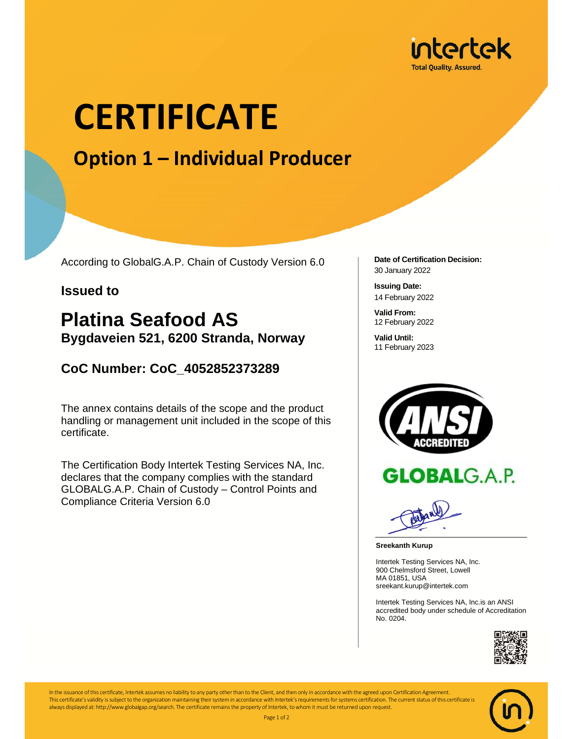# CERTIFICATE

## Option 1 – Individual Producer

According to GlobalG.A.P. Chain of Custody Version 6.0

**Issued to**

## Platina Seafood AS

**Bygdaveien 521, 6200 Stranda, Norway**

**CoC Number: CoC_4052852373289**

The annex contains details of the scope and the product handling or management unit included in the scope of this certificate.

The Certification Body Intertek Testing Services NA, Inc. declares that the company complies with the standard GLOBALG.A.P. Chain of Custody – Control Points and Compliance Criteria Version 6.0

**Date of Certification Decision:**
30 January 2022

**Issuing Date:**
14 February 2022

**Valid From:**
12 February 2022

**Valid Until:**
11 February 2023

**Sreekanth Kurup**

Intertek Testing Services NA, Inc.
900 Chelmsford Street, Lowell
MA 01851, USA
sreekant.kurup@intertek.com

Intertek Testing Services NA, Inc.is an ANSI accredited body under schedule of Accreditation No. 0204.

In the issuance of this certificate, Intertek assumes no liability to any party other than to the Client, and then only in accordance with the agreed upon Certification Agreement. This certificate's validity is subject to the organization maintaining their system in accordance with Intertek's requirements for systems certification. The current status of this certificate is always displayed at: http://www.globalgap.org/search. The certificate remains the property of Intertek, to whom it must be returned upon request.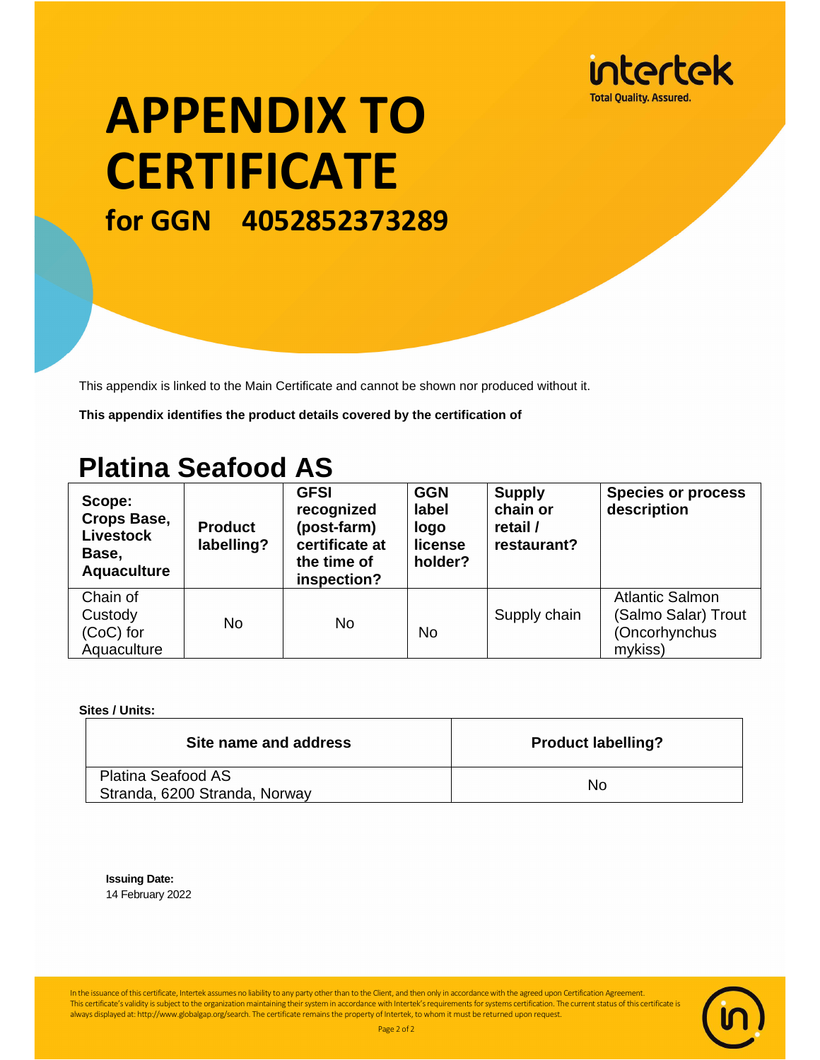intertek
Total Quality. Assured.

# APPENDIX TO CERTIFICATE

## for GGN 4052852373289

This appendix is linked to the Main Certificate and cannot be shown nor produced without it.

**This appendix identifies the product details covered by the certification of**

## Platina Seafood AS

| Scope: Crops Base, Livestock Base, Aquaculture | Product labelling? | GFSI recognized (post-farm) certificate at the time of inspection? | GGN label logo license holder? | Supply chain or retail / restaurant? | Species or process description |
|---|---|---|---|---|---|
| Chain of Custody (CoC) for Aquaculture | No | No | No | Supply chain | Atlantic Salmon (Salmo Salar) Trout (Oncorhynchus mykiss) |

**Sites / Units:**

| Site name and address | Product labelling? |
|---|---|
| Platina Seafood AS<br>Stranda, 6200 Stranda, Norway | No |

**Issuing Date:**
14 February 2022

In the issuance of this certificate, Intertek assumes no liability to any party other than to the Client, and then only in accordance with the agreed upon Certification Agreement. This certificate's validity is subject to the organization maintaining their system in accordance with Intertek's requirements for systems certification. The current status of this certificate is always displayed at: http://www.globalgap.org/search. The certificate remains the property of Intertek, to whom it must be returned upon request.